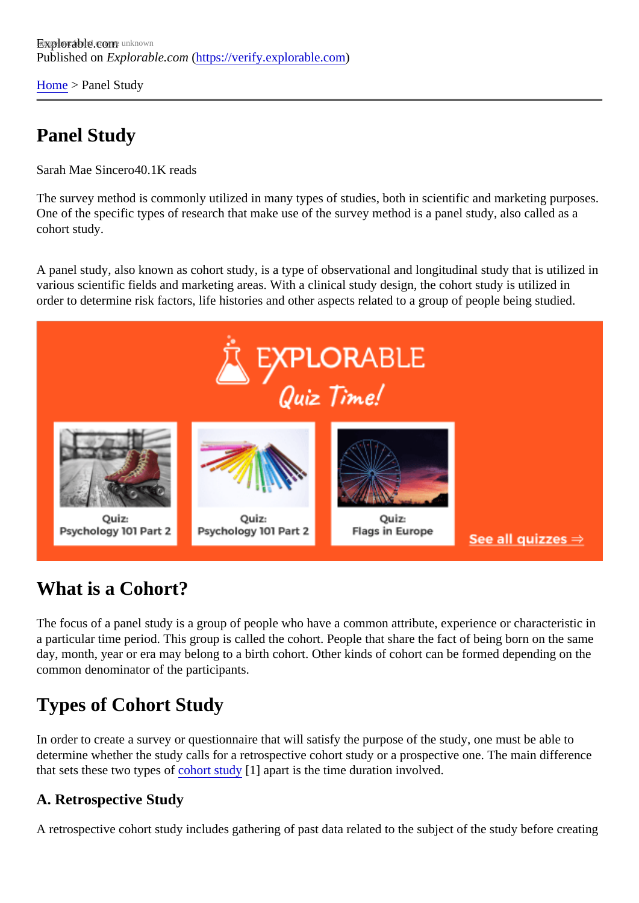Explorable.com
Published on *Explorable.com* (https://verify.explorable.com)

Home > Panel Study

# Panel Study

Sarah Mae Sincero40.1K reads

The survey method is commonly utilized in many types of studies, both in scientific and marketing purposes. One of the specific types of research that make use of the survey method is a panel study, also called as a cohort study.

A panel study, also known as cohort study, is a type of observational and longitudinal study that is utilized in various scientific fields and marketing areas. With a clinical study design, the cohort study is utilized in order to determine risk factors, life histories and other aspects related to a group of people being studied.

## What is a Cohort?

The focus of a panel study is a group of people who have a common attribute, experience or characteristic in a particular time period. This group is called the cohort. People that share the fact of being born on the same day, month, year or era may belong to a birth cohort. Other kinds of cohort can be formed depending on the common denominator of the participants.

## Types of Cohort Study

In order to create a survey or questionnaire that will satisfy the purpose of the study, one must be able to determine whether the study calls for a retrospective cohort study or a prospective one. The main difference that sets these two types of cohort study [1] apart is the time duration involved.

### A. Retrospective Study

A retrospective cohort study includes gathering of past data related to the subject of the study before creating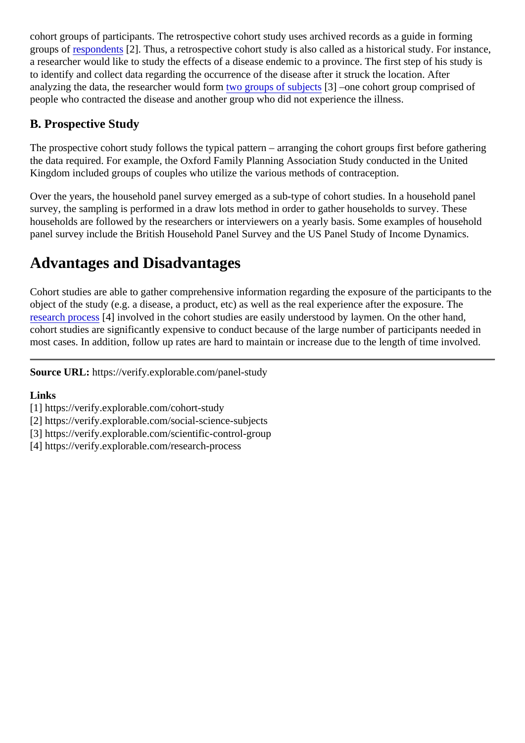cohort groups of participants. The retrospective cohort study uses archived records as a guide in forming groups of respondents [2]. Thus, a retrospective cohort study is also called as a historical study. For instance, a researcher would like to study the effects of a disease endemic to a province. The first step of his study is to identify and collect data regarding the occurrence of the disease after it struck the location. After analyzing the data, the researcher would form two groups of subjects [3] –one cohort group comprised of people who contracted the disease and another group who did not experience the illness.

### B. Prospective Study

The prospective cohort study follows the typical pattern – arranging the cohort groups first before gathering the data required. For example, the Oxford Family Planning Association Study conducted in the United Kingdom included groups of couples who utilize the various methods of contraception.

Over the years, the household panel survey emerged as a sub-type of cohort studies. In a household panel survey, the sampling is performed in a draw lots method in order to gather households to survey. These households are followed by the researchers or interviewers on a yearly basis. Some examples of household panel survey include the British Household Panel Survey and the US Panel Study of Income Dynamics.

## Advantages and Disadvantages

Cohort studies are able to gather comprehensive information regarding the exposure of the participants to the object of the study (e.g. a disease, a product, etc) as well as the real experience after the exposure. The research process [4] involved in the cohort studies are easily understood by laymen. On the other hand, cohort studies are significantly expensive to conduct because of the large number of participants needed in most cases. In addition, follow up rates are hard to maintain or increase due to the length of time involved.

---

**Source URL:** https://verify.explorable.com/panel-study

**Links**
[1] https://verify.explorable.com/cohort-study
[2] https://verify.explorable.com/social-science-subjects
[3] https://verify.explorable.com/scientific-control-group
[4] https://verify.explorable.com/research-process